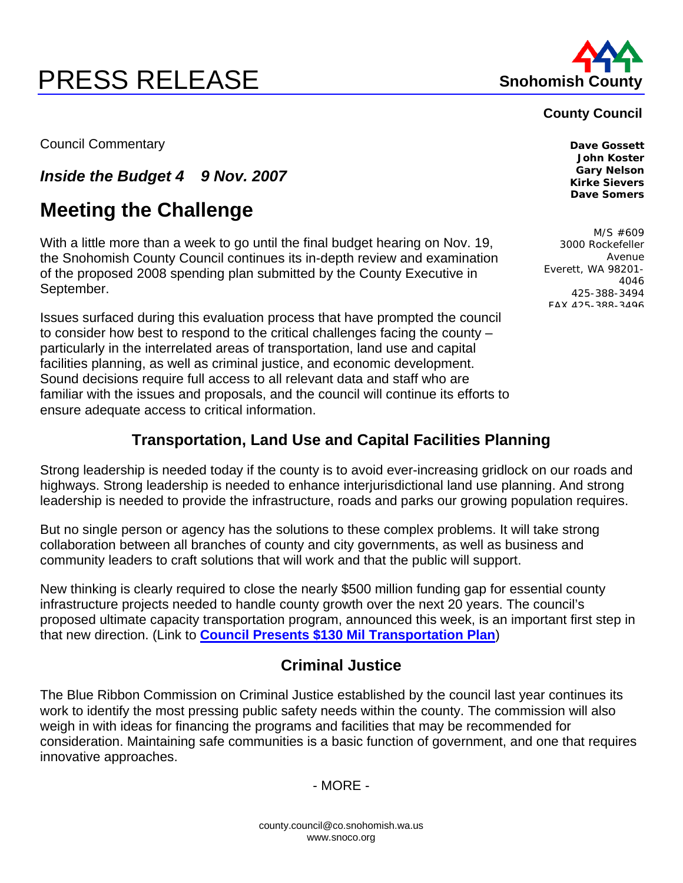# PRESS RELEASE

**Snohomish County**

**County Council**

**Dave Gossett**
**John Koster**
**Gary Nelson**
**Kirke Sievers**
**Dave Somers**

M/S #609
3000 Rockefeller Avenue
Everett, WA 98201-4046
425-388-3494
FAX 425-388-3496

Council Commentary

***Inside the Budget 4 9 Nov. 2007***

## Meeting the Challenge

With a little more than a week to go until the final budget hearing on Nov. 19, the Snohomish County Council continues its in-depth review and examination of the proposed 2008 spending plan submitted by the County Executive in September.

Issues surfaced during this evaluation process that have prompted the council to consider how best to respond to the critical challenges facing the county – particularly in the interrelated areas of transportation, land use and capital facilities planning, as well as criminal justice, and economic development. Sound decisions require full access to all relevant data and staff who are familiar with the issues and proposals, and the council will continue its efforts to ensure adequate access to critical information.

### Transportation, Land Use and Capital Facilities Planning

Strong leadership is needed today if the county is to avoid ever-increasing gridlock on our roads and highways. Strong leadership is needed to enhance interjurisdictional land use planning. And strong leadership is needed to provide the infrastructure, roads and parks our growing population requires.

But no single person or agency has the solutions to these complex problems. It will take strong collaboration between all branches of county and city governments, as well as business and community leaders to craft solutions that will work and that the public will support.

New thinking is clearly required to close the nearly $500 million funding gap for essential county infrastructure projects needed to handle county growth over the next 20 years. The council's proposed ultimate capacity transportation program, announced this week, is an important first step in that new direction. (Link to **Council Presents $130 Mil Transportation Plan**)

### Criminal Justice

The Blue Ribbon Commission on Criminal Justice established by the council last year continues its work to identify the most pressing public safety needs within the county. The commission will also weigh in with ideas for financing the programs and facilities that may be recommended for consideration. Maintaining safe communities is a basic function of government, and one that requires innovative approaches.

- MORE -

county.council@co.snohomish.wa.us
www.snoco.org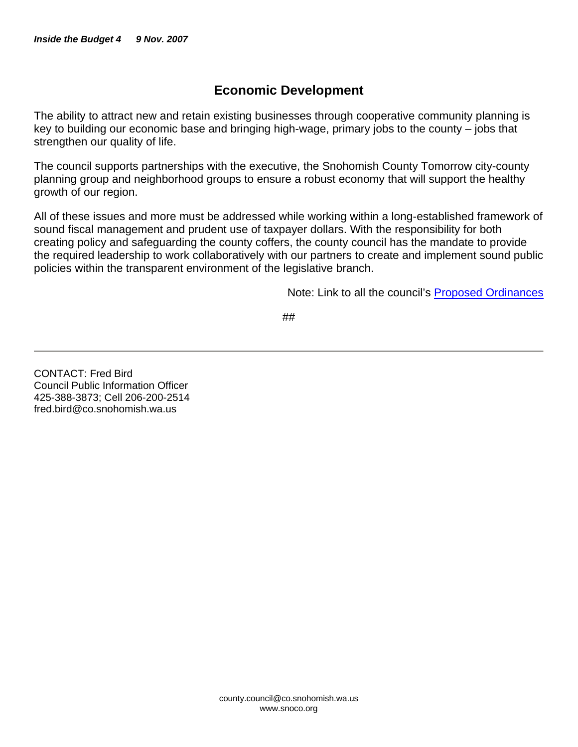## Economic Development

The ability to attract new and retain existing businesses through cooperative community planning is key to building our economic base and bringing high-wage, primary jobs to the county – jobs that strengthen our quality of life.

The council supports partnerships with the executive, the Snohomish County Tomorrow city-county planning group and neighborhood groups to ensure a robust economy that will support the healthy growth of our region.

All of these issues and more must be addressed while working within a long-established framework of sound fiscal management and prudent use of taxpayer dollars. With the responsibility for both creating policy and safeguarding the county coffers, the county council has the mandate to provide the required leadership to work collaboratively with our partners to create and implement sound public policies within the transparent environment of the legislative branch.

Note: Link to all the council's Proposed Ordinances

##

---

CONTACT: Fred Bird
Council Public Information Officer
425-388-3873; Cell 206-200-2514
fred.bird@co.snohomish.wa.us

county.council@co.snohomish.wa.us
www.snoco.org